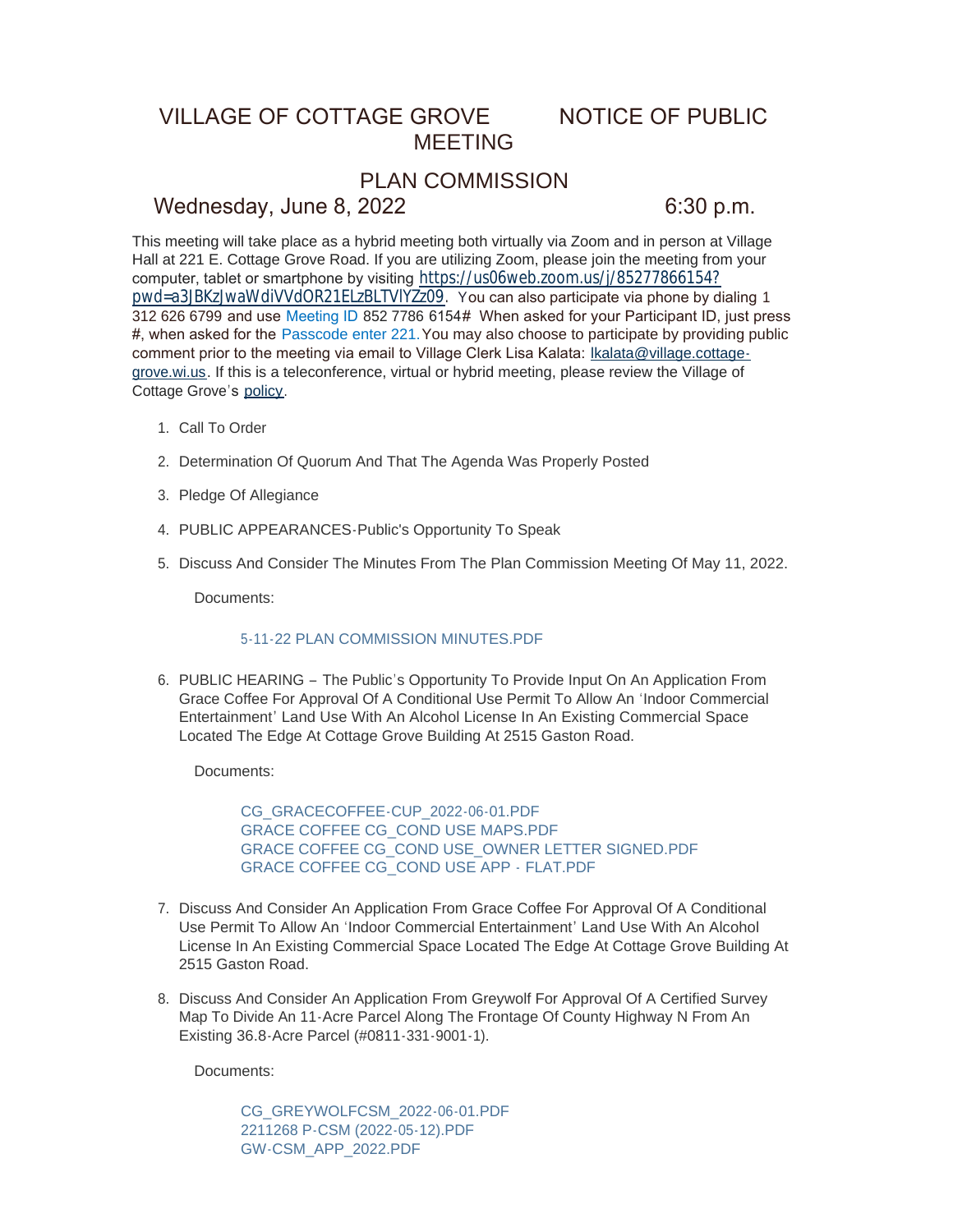# VILLAGE OF COTTAGE GROVE NOTICE OF PUBLIC MEETING

## PLAN COMMISSION

Wednesday, June 8, 2022 6:30 p.m.

This meeting will take place as a hybrid meeting both virtually via Zoom and in person at Village Hall at 221 E. Cottage Grove Road. If you are utilizing Zoom, please join the meeting from your computer, tablet or smartphone by visiting https://us06web.zoom.us/j/85277866154?pwd=a3JBKzJwaWdiVVdOR21ELzBLTVlYZz09. You can also participate via phone by dialing 1 312 626 6799 and use Meeting ID 852 7786 6154# When asked for your Participant ID, just press #, when asked for the Passcode enter 221. You may also choose to participate by providing public comment prior to the meeting via email to Village Clerk Lisa Kalata: lkalata@village.cottage-grove.wi.us. If this is a teleconference, virtual or hybrid meeting, please review the Village of Cottage Grove's policy.

1. Call To Order
2. Determination Of Quorum And That The Agenda Was Properly Posted
3. Pledge Of Allegiance
4. PUBLIC APPEARANCES-Public's Opportunity To Speak
5. Discuss And Consider The Minutes From The Plan Commission Meeting Of May 11, 2022.

   Documents:

   5-11-22 PLAN COMMISSION MINUTES.PDF

6. PUBLIC HEARING – The Public's Opportunity To Provide Input On An Application From Grace Coffee For Approval Of A Conditional Use Permit To Allow An 'Indoor Commercial Entertainment' Land Use With An Alcohol License In An Existing Commercial Space Located The Edge At Cottage Grove Building At 2515 Gaston Road.

   Documents:

   CG_GRACECOFFEE-CUP_2022-06-01.PDF
   GRACE COFFEE CG_COND USE MAPS.PDF
   GRACE COFFEE CG_COND USE_OWNER LETTER SIGNED.PDF
   GRACE COFFEE CG_COND USE APP - FLAT.PDF

7. Discuss And Consider An Application From Grace Coffee For Approval Of A Conditional Use Permit To Allow An 'Indoor Commercial Entertainment' Land Use With An Alcohol License In An Existing Commercial Space Located The Edge At Cottage Grove Building At 2515 Gaston Road.
8. Discuss And Consider An Application From Greywolf For Approval Of A Certified Survey Map To Divide An 11-Acre Parcel Along The Frontage Of County Highway N From An Existing 36.8-Acre Parcel (#0811-331-9001-1).

   Documents:

   CG_GREYWOLFCSM_2022-06-01.PDF
   2211268 P-CSM (2022-05-12).PDF
   GW-CSM_APP_2022.PDF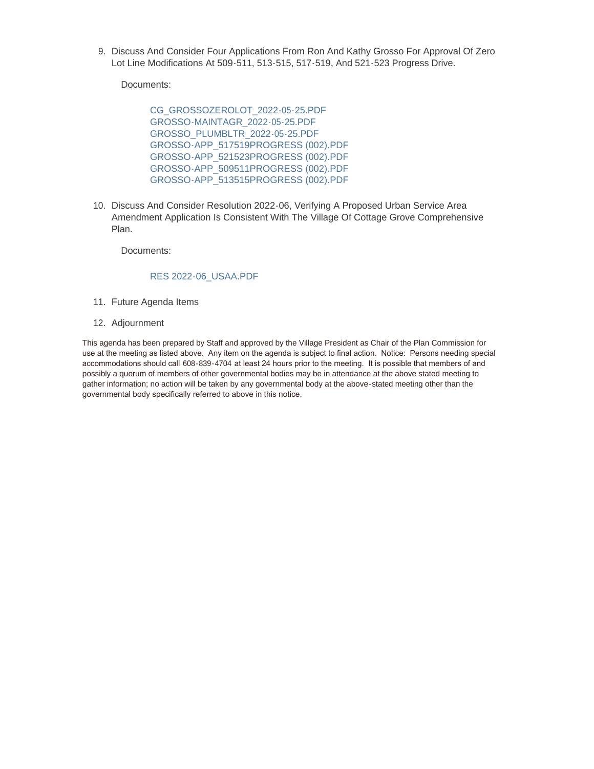9. Discuss And Consider Four Applications From Ron And Kathy Grosso For Approval Of Zero Lot Line Modifications At 509-511, 513-515, 517-519, And 521-523 Progress Drive.

   Documents:

   CG_GROSSOZEROLOT_2022-05-25.PDF
   GROSSO-MAINTAGR_2022-05-25.PDF
   GROSSO_PLUMBLTR_2022-05-25.PDF
   GROSSO-APP_517519PROGRESS (002).PDF
   GROSSO-APP_521523PROGRESS (002).PDF
   GROSSO-APP_509511PROGRESS (002).PDF
   GROSSO-APP_513515PROGRESS (002).PDF

10. Discuss And Consider Resolution 2022-06, Verifying A Proposed Urban Service Area Amendment Application Is Consistent With The Village Of Cottage Grove Comprehensive Plan.

    Documents:

    RES 2022-06_USAA.PDF

11. Future Agenda Items

12. Adjournment

This agenda has been prepared by Staff and approved by the Village President as Chair of the Plan Commission for use at the meeting as listed above. Any item on the agenda is subject to final action. Notice: Persons needing special accommodations should call 608-839-4704 at least 24 hours prior to the meeting. It is possible that members of and possibly a quorum of members of other governmental bodies may be in attendance at the above stated meeting to gather information; no action will be taken by any governmental body at the above-stated meeting other than the governmental body specifically referred to above in this notice.